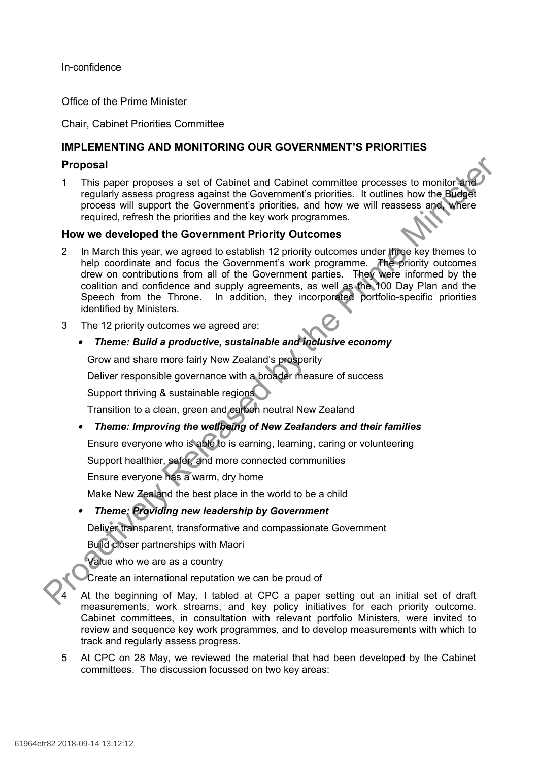~~In-confidence~~

Office of the Prime Minister

Chair, Cabinet Priorities Committee

## IMPLEMENTING AND MONITORING OUR GOVERNMENT'S PRIORITIES

### Proposal

1. This paper proposes a set of Cabinet and Cabinet committee processes to monitor and regularly assess progress against the Government's priorities. It outlines how the Budget process will support the Government's priorities, and how we will reassess and, where required, refresh the priorities and the key work programmes.

### How we developed the Government Priority Outcomes

2. In March this year, we agreed to establish 12 priority outcomes under three key themes to help coordinate and focus the Government's work programme. The priority outcomes drew on contributions from all of the Government parties. They were informed by the coalition and confidence and supply agreements, as well as the 100 Day Plan and the Speech from the Throne. In addition, they incorporated portfolio-specific priorities identified by Ministers.

3. The 12 priority outcomes we agreed are:

- ***Theme: Build a productive, sustainable and inclusive economy***

  Grow and share more fairly New Zealand's prosperity

  Deliver responsible governance with a broader measure of success

  Support thriving & sustainable regions

  Transition to a clean, green and carbon neutral New Zealand

- ***Theme: Improving the wellbeing of New Zealanders and their families***

  Ensure everyone who is able to is earning, learning, caring or volunteering

  Support healthier, safer, and more connected communities

  Ensure everyone has a warm, dry home

  Make New Zealand the best place in the world to be a child

- ***Theme: Providing new leadership by Government***

  Deliver transparent, transformative and compassionate Government

  Build closer partnerships with Maori

  Value who we are as a country

  Create an international reputation we can be proud of

4. At the beginning of May, I tabled at CPC a paper setting out an initial set of draft measurements, work streams, and key policy initiatives for each priority outcome. Cabinet committees, in consultation with relevant portfolio Ministers, were invited to review and sequence key work programmes, and to develop measurements with which to track and regularly assess progress.

5. At CPC on 28 May, we reviewed the material that had been developed by the Cabinet committees. The discussion focussed on two key areas: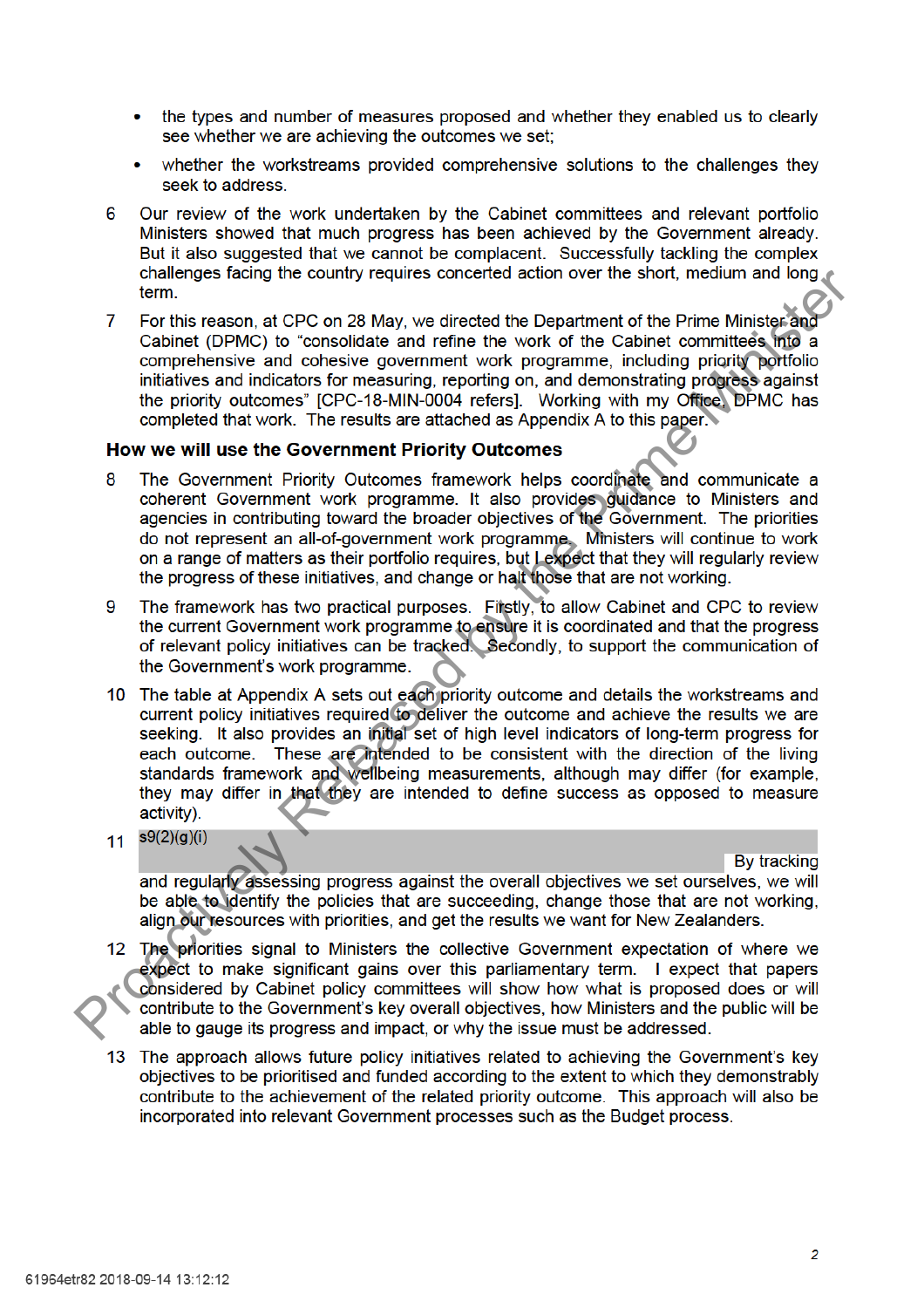- the types and number of measures proposed and whether they enabled us to clearly see whether we are achieving the outcomes we set;
- whether the workstreams provided comprehensive solutions to the challenges they seek to address.

6 Our review of the work undertaken by the Cabinet committees and relevant portfolio Ministers showed that much progress has been achieved by the Government already. But it also suggested that we cannot be complacent. Successfully tackling the complex challenges facing the country requires concerted action over the short, medium and long term.

7 For this reason, at CPC on 28 May, we directed the Department of the Prime Minister and Cabinet (DPMC) to "consolidate and refine the work of the Cabinet committees into a comprehensive and cohesive government work programme, including priority portfolio initiatives and indicators for measuring, reporting on, and demonstrating progress against the priority outcomes" [CPC-18-MIN-0004 refers]. Working with my Office, DPMC has completed that work. The results are attached as Appendix A to this paper.

## How we will use the Government Priority Outcomes

8 The Government Priority Outcomes framework helps coordinate and communicate a coherent Government work programme. It also provides guidance to Ministers and agencies in contributing toward the broader objectives of the Government. The priorities do not represent an all-of-government work programme. Ministers will continue to work on a range of matters as their portfolio requires, but I expect that they will regularly review the progress of these initiatives, and change or halt those that are not working.

9 The framework has two practical purposes. Firstly, to allow Cabinet and CPC to review the current Government work programme to ensure it is coordinated and that the progress of relevant policy initiatives can be tracked. Secondly, to support the communication of the Government's work programme.

10 The table at Appendix A sets out each priority outcome and details the workstreams and current policy initiatives required to deliver the outcome and achieve the results we are seeking. It also provides an initial set of high level indicators of long-term progress for each outcome. These are intended to be consistent with the direction of the living standards framework and wellbeing measurements, although may differ (for example, they may differ in that they are intended to define success as opposed to measure activity).

11 s9(2)(g)(i) By tracking and regularly assessing progress against the overall objectives we set ourselves, we will be able to identify the policies that are succeeding, change those that are not working, align our resources with priorities, and get the results we want for New Zealanders.

12 The priorities signal to Ministers the collective Government expectation of where we expect to make significant gains over this parliamentary term. I expect that papers considered by Cabinet policy committees will show how what is proposed does or will contribute to the Government's key overall objectives, how Ministers and the public will be able to gauge its progress and impact, or why the issue must be addressed.

13 The approach allows future policy initiatives related to achieving the Government's key objectives to be prioritised and funded according to the extent to which they demonstrably contribute to the achievement of the related priority outcome. This approach will also be incorporated into relevant Government processes such as the Budget process.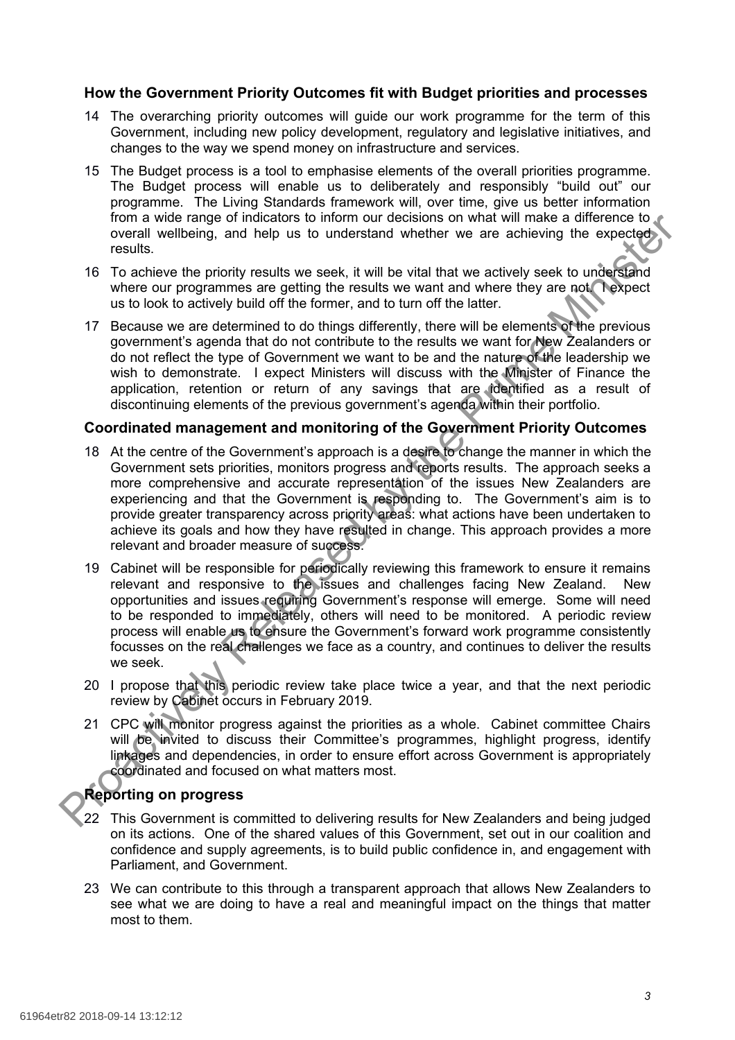### How the Government Priority Outcomes fit with Budget priorities and processes

14 The overarching priority outcomes will guide our work programme for the term of this Government, including new policy development, regulatory and legislative initiatives, and changes to the way we spend money on infrastructure and services.

15 The Budget process is a tool to emphasise elements of the overall priorities programme. The Budget process will enable us to deliberately and responsibly "build out" our programme. The Living Standards framework will, over time, give us better information from a wide range of indicators to inform our decisions on what will make a difference to overall wellbeing, and help us to understand whether we are achieving the expected results.

16 To achieve the priority results we seek, it will be vital that we actively seek to understand where our programmes are getting the results we want and where they are not. I expect us to look to actively build off the former, and to turn off the latter.

17 Because we are determined to do things differently, there will be elements of the previous government's agenda that do not contribute to the results we want for New Zealanders or do not reflect the type of Government we want to be and the nature of the leadership we wish to demonstrate. I expect Ministers will discuss with the Minister of Finance the application, retention or return of any savings that are identified as a result of discontinuing elements of the previous government's agenda within their portfolio.

### Coordinated management and monitoring of the Government Priority Outcomes

18 At the centre of the Government's approach is a desire to change the manner in which the Government sets priorities, monitors progress and reports results. The approach seeks a more comprehensive and accurate representation of the issues New Zealanders are experiencing and that the Government is responding to. The Government's aim is to provide greater transparency across priority areas: what actions have been undertaken to achieve its goals and how they have resulted in change. This approach provides a more relevant and broader measure of success.

19 Cabinet will be responsible for periodically reviewing this framework to ensure it remains relevant and responsive to the issues and challenges facing New Zealand. New opportunities and issues requiring Government's response will emerge. Some will need to be responded to immediately, others will need to be monitored. A periodic review process will enable us to ensure the Government's forward work programme consistently focusses on the real challenges we face as a country, and continues to deliver the results we seek.

20 I propose that this periodic review take place twice a year, and that the next periodic review by Cabinet occurs in February 2019.

21 CPC will monitor progress against the priorities as a whole. Cabinet committee Chairs will be invited to discuss their Committee's programmes, highlight progress, identify linkages and dependencies, in order to ensure effort across Government is appropriately coordinated and focused on what matters most.

### Reporting on progress

22 This Government is committed to delivering results for New Zealanders and being judged on its actions. One of the shared values of this Government, set out in our coalition and confidence and supply agreements, is to build public confidence in, and engagement with Parliament, and Government.

23 We can contribute to this through a transparent approach that allows New Zealanders to see what we are doing to have a real and meaningful impact on the things that matter most to them.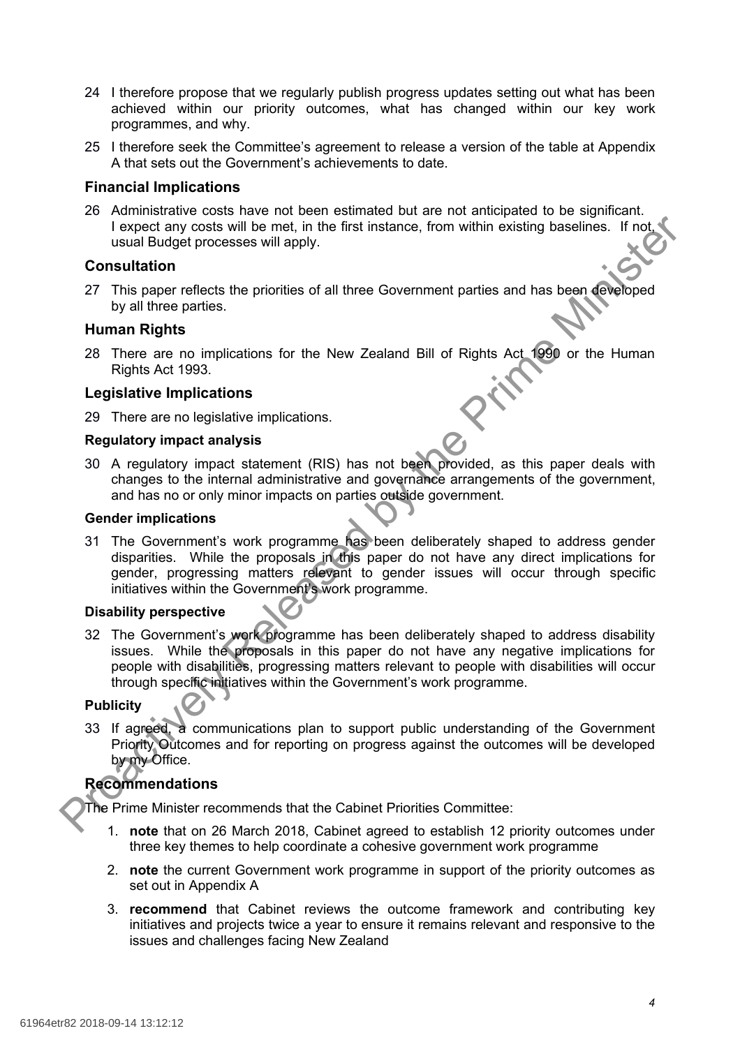24 I therefore propose that we regularly publish progress updates setting out what has been achieved within our priority outcomes, what has changed within our key work programmes, and why.

25 I therefore seek the Committee's agreement to release a version of the table at Appendix A that sets out the Government's achievements to date.

## Financial Implications

26 Administrative costs have not been estimated but are not anticipated to be significant. I expect any costs will be met, in the first instance, from within existing baselines. If not, usual Budget processes will apply.

## Consultation

27 This paper reflects the priorities of all three Government parties and has been developed by all three parties.

## Human Rights

28 There are no implications for the New Zealand Bill of Rights Act 1990 or the Human Rights Act 1993.

## Legislative Implications

29 There are no legislative implications.

### Regulatory impact analysis

30 A regulatory impact statement (RIS) has not been provided, as this paper deals with changes to the internal administrative and governance arrangements of the government, and has no or only minor impacts on parties outside government.

### Gender implications

31 The Government's work programme has been deliberately shaped to address gender disparities. While the proposals in this paper do not have any direct implications for gender, progressing matters relevant to gender issues will occur through specific initiatives within the Government's work programme.

### Disability perspective

32 The Government's work programme has been deliberately shaped to address disability issues. While the proposals in this paper do not have any negative implications for people with disabilities, progressing matters relevant to people with disabilities will occur through specific initiatives within the Government's work programme.

### Publicity

33 If agreed, a communications plan to support public understanding of the Government Priority Outcomes and for reporting on progress against the outcomes will be developed by my Office.

## Recommendations

The Prime Minister recommends that the Cabinet Priorities Committee:

1. **note** that on 26 March 2018, Cabinet agreed to establish 12 priority outcomes under three key themes to help coordinate a cohesive government work programme
2. **note** the current Government work programme in support of the priority outcomes as set out in Appendix A
3. **recommend** that Cabinet reviews the outcome framework and contributing key initiatives and projects twice a year to ensure it remains relevant and responsive to the issues and challenges facing New Zealand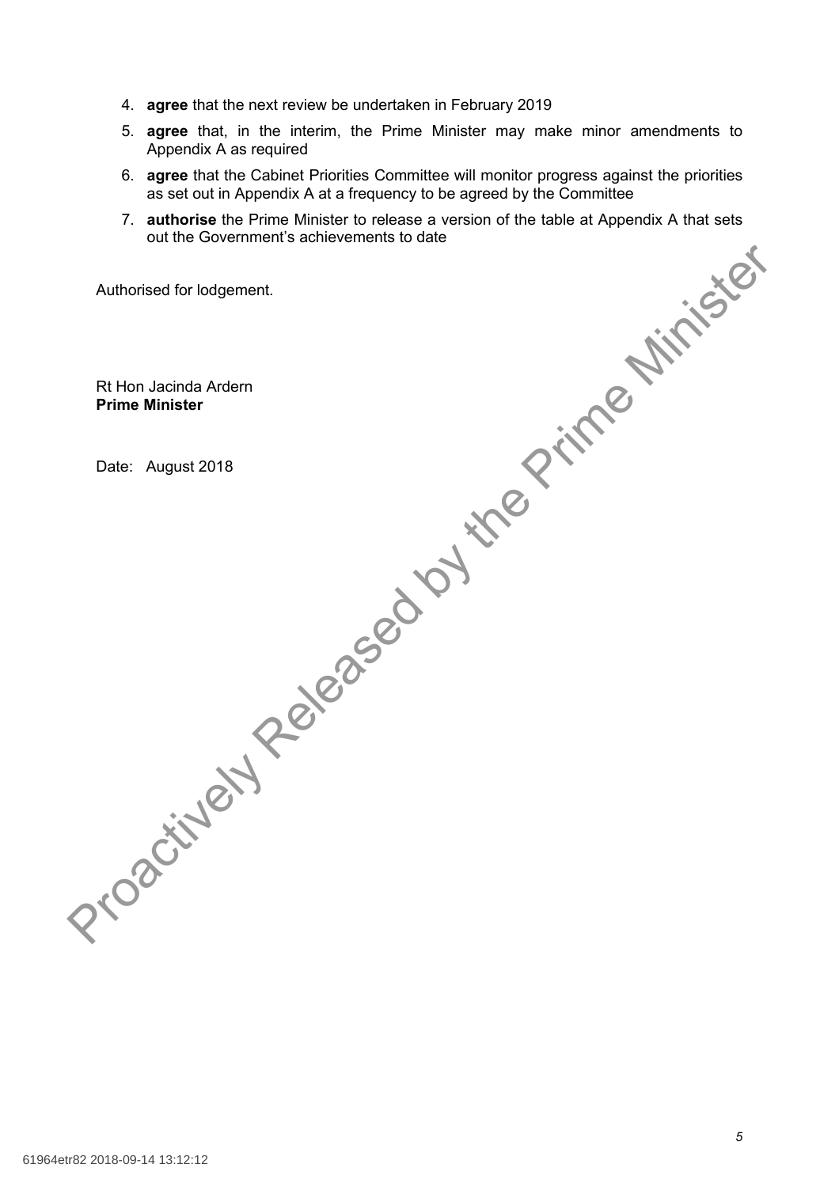4. **agree** that the next review be undertaken in February 2019
5. **agree** that, in the interim, the Prime Minister may make minor amendments to Appendix A as required
6. **agree** that the Cabinet Priorities Committee will monitor progress against the priorities as set out in Appendix A at a frequency to be agreed by the Committee
7. **authorise** the Prime Minister to release a version of the table at Appendix A that sets out the Government's achievements to date

Authorised for lodgement.

Rt Hon Jacinda Ardern
**Prime Minister**

Date: August 2018

Proactively Released by the Prime Minister